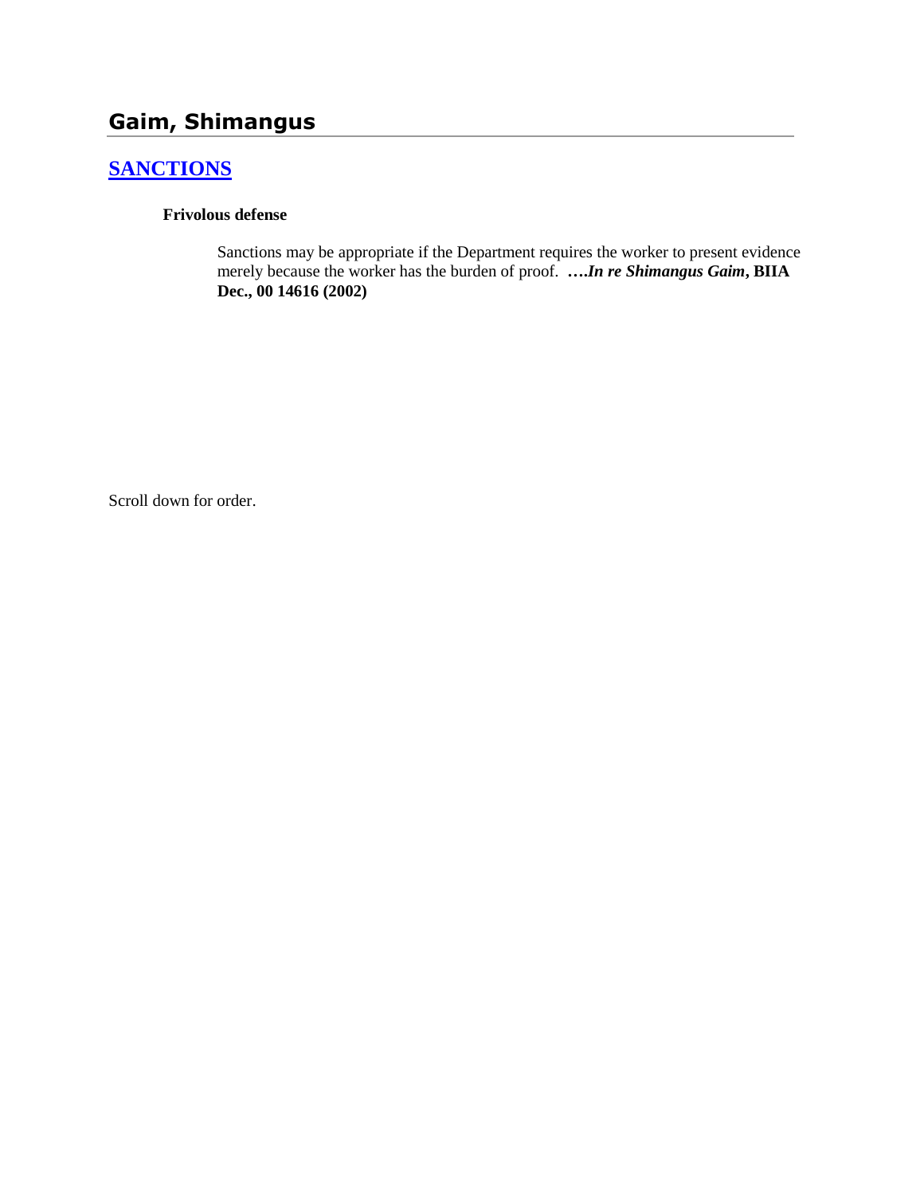# Gaim, Shimangus

## SANCTIONS

**Frivolous defense**

Sanctions may be appropriate if the Department requires the worker to present evidence merely because the worker has the burden of proof. ***….In re Shimangus Gaim*, BIIA Dec., 00 14616 (2002)**

Scroll down for order.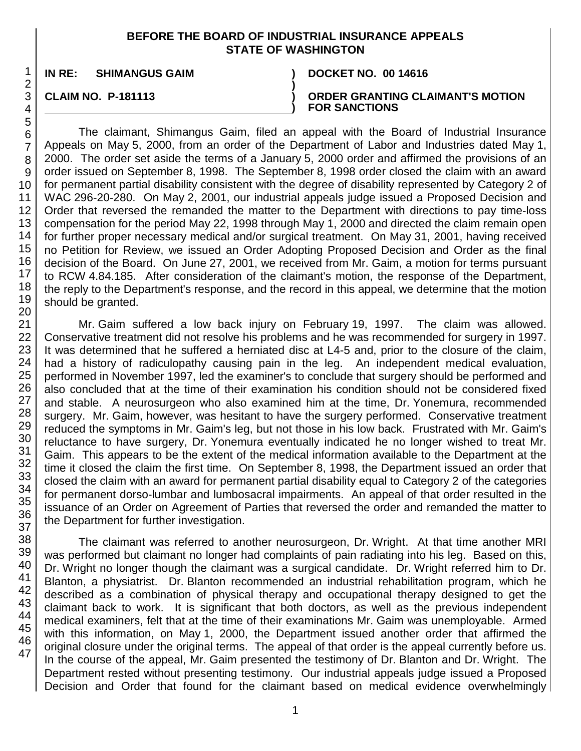**BEFORE THE BOARD OF INDUSTRIAL INSURANCE APPEALS**
**STATE OF WASHINGTON**

| | |
|---|---|
| **IN RE: SHIMANGUS GAIM** | **DOCKET NO. 00 14616** |
| **CLAIM NO. P-181113** | **ORDER GRANTING CLAIMANT'S MOTION FOR SANCTIONS** |

The claimant, Shimangus Gaim, filed an appeal with the Board of Industrial Insurance Appeals on May 5, 2000, from an order of the Department of Labor and Industries dated May 1, 2000. The order set aside the terms of a January 5, 2000 order and affirmed the provisions of an order issued on September 8, 1998. The September 8, 1998 order closed the claim with an award for permanent partial disability consistent with the degree of disability represented by Category 2 of WAC 296-20-280. On May 2, 2001, our industrial appeals judge issued a Proposed Decision and Order that reversed the remanded the matter to the Department with directions to pay time-loss compensation for the period May 22, 1998 through May 1, 2000 and directed the claim remain open for further proper necessary medical and/or surgical treatment. On May 31, 2001, having received no Petition for Review, we issued an Order Adopting Proposed Decision and Order as the final decision of the Board. On June 27, 2001, we received from Mr. Gaim, a motion for terms pursuant to RCW 4.84.185. After consideration of the claimant's motion, the response of the Department, the reply to the Department's response, and the record in this appeal, we determine that the motion should be granted.

Mr. Gaim suffered a low back injury on February 19, 1997. The claim was allowed. Conservative treatment did not resolve his problems and he was recommended for surgery in 1997. It was determined that he suffered a herniated disc at L4-5 and, prior to the closure of the claim, had a history of radiculopathy causing pain in the leg. An independent medical evaluation, performed in November 1997, led the examiner's to conclude that surgery should be performed and also concluded that at the time of their examination his condition should not be considered fixed and stable. A neurosurgeon who also examined him at the time, Dr. Yonemura, recommended surgery. Mr. Gaim, however, was hesitant to have the surgery performed. Conservative treatment reduced the symptoms in Mr. Gaim's leg, but not those in his low back. Frustrated with Mr. Gaim's reluctance to have surgery, Dr. Yonemura eventually indicated he no longer wished to treat Mr. Gaim. This appears to be the extent of the medical information available to the Department at the time it closed the claim the first time. On September 8, 1998, the Department issued an order that closed the claim with an award for permanent partial disability equal to Category 2 of the categories for permanent dorso-lumbar and lumbosacral impairments. An appeal of that order resulted in the issuance of an Order on Agreement of Parties that reversed the order and remanded the matter to the Department for further investigation.

The claimant was referred to another neurosurgeon, Dr. Wright. At that time another MRI was performed but claimant no longer had complaints of pain radiating into his leg. Based on this, Dr. Wright no longer though the claimant was a surgical candidate. Dr. Wright referred him to Dr. Blanton, a physiatrist. Dr. Blanton recommended an industrial rehabilitation program, which he described as a combination of physical therapy and occupational therapy designed to get the claimant back to work. It is significant that both doctors, as well as the previous independent medical examiners, felt that at the time of their examinations Mr. Gaim was unemployable. Armed with this information, on May 1, 2000, the Department issued another order that affirmed the original closure under the original terms. The appeal of that order is the appeal currently before us. In the course of the appeal, Mr. Gaim presented the testimony of Dr. Blanton and Dr. Wright. The Department rested without presenting testimony. Our industrial appeals judge issued a Proposed Decision and Order that found for the claimant based on medical evidence overwhelmingly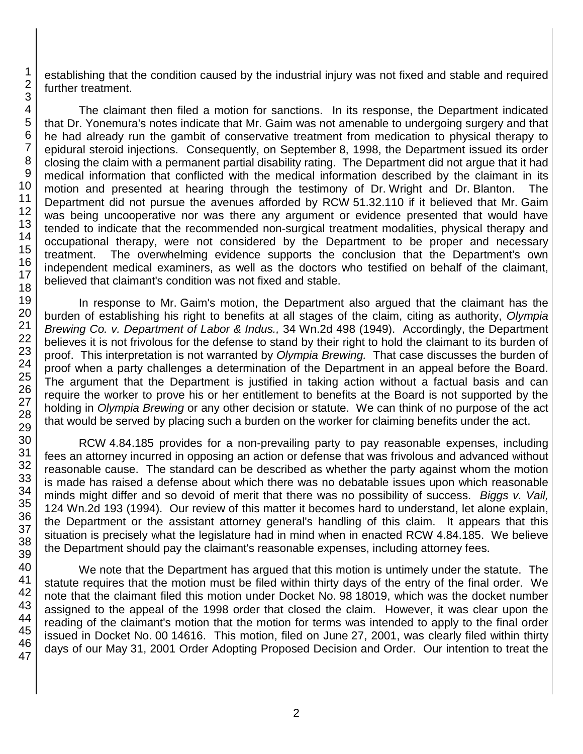establishing that the condition caused by the industrial injury was not fixed and stable and required further treatment.

The claimant then filed a motion for sanctions. In its response, the Department indicated that Dr. Yonemura's notes indicate that Mr. Gaim was not amenable to undergoing surgery and that he had already run the gambit of conservative treatment from medication to physical therapy to epidural steroid injections. Consequently, on September 8, 1998, the Department issued its order closing the claim with a permanent partial disability rating. The Department did not argue that it had medical information that conflicted with the medical information described by the claimant in its motion and presented at hearing through the testimony of Dr. Wright and Dr. Blanton. The Department did not pursue the avenues afforded by RCW 51.32.110 if it believed that Mr. Gaim was being uncooperative nor was there any argument or evidence presented that would have tended to indicate that the recommended non-surgical treatment modalities, physical therapy and occupational therapy, were not considered by the Department to be proper and necessary treatment. The overwhelming evidence supports the conclusion that the Department's own independent medical examiners, as well as the doctors who testified on behalf of the claimant, believed that claimant's condition was not fixed and stable.

In response to Mr. Gaim's motion, the Department also argued that the claimant has the burden of establishing his right to benefits at all stages of the claim, citing as authority, *Olympia Brewing Co. v. Department of Labor & Indus.,* 34 Wn.2d 498 (1949). Accordingly, the Department believes it is not frivolous for the defense to stand by their right to hold the claimant to its burden of proof. This interpretation is not warranted by *Olympia Brewing.* That case discusses the burden of proof when a party challenges a determination of the Department in an appeal before the Board. The argument that the Department is justified in taking action without a factual basis and can require the worker to prove his or her entitlement to benefits at the Board is not supported by the holding in *Olympia Brewing* or any other decision or statute. We can think of no purpose of the act that would be served by placing such a burden on the worker for claiming benefits under the act.

RCW 4.84.185 provides for a non-prevailing party to pay reasonable expenses, including fees an attorney incurred in opposing an action or defense that was frivolous and advanced without reasonable cause. The standard can be described as whether the party against whom the motion is made has raised a defense about which there was no debatable issues upon which reasonable minds might differ and so devoid of merit that there was no possibility of success. *Biggs v. Vail,* 124 Wn.2d 193 (1994). Our review of this matter it becomes hard to understand, let alone explain, the Department or the assistant attorney general's handling of this claim. It appears that this situation is precisely what the legislature had in mind when in enacted RCW 4.84.185. We believe the Department should pay the claimant's reasonable expenses, including attorney fees.

We note that the Department has argued that this motion is untimely under the statute. The statute requires that the motion must be filed within thirty days of the entry of the final order. We note that the claimant filed this motion under Docket No. 98 18019, which was the docket number assigned to the appeal of the 1998 order that closed the claim. However, it was clear upon the reading of the claimant's motion that the motion for terms was intended to apply to the final order issued in Docket No. 00 14616. This motion, filed on June 27, 2001, was clearly filed within thirty days of our May 31, 2001 Order Adopting Proposed Decision and Order. Our intention to treat the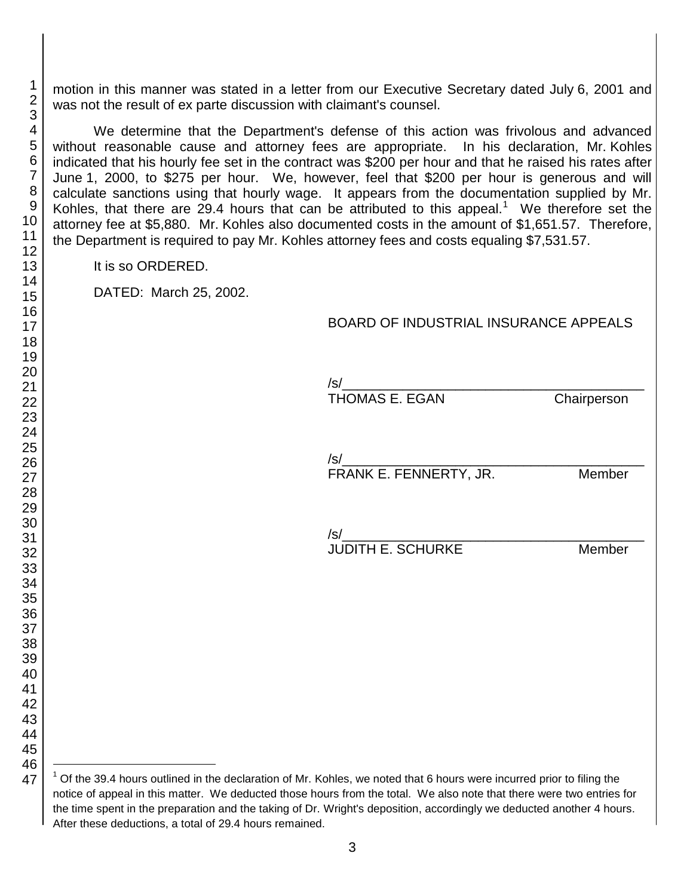motion in this manner was stated in a letter from our Executive Secretary dated July 6, 2001 and was not the result of ex parte discussion with claimant's counsel.

We determine that the Department's defense of this action was frivolous and advanced without reasonable cause and attorney fees are appropriate. In his declaration, Mr. Kohles indicated that his hourly fee set in the contract was $200 per hour and that he raised his rates after June 1, 2000, to $275 per hour. We, however, feel that $200 per hour is generous and will calculate sanctions using that hourly wage. It appears from the documentation supplied by Mr. Kohles, that there are 29.4 hours that can be attributed to this appeal.[1] We therefore set the attorney fee at $5,880. Mr. Kohles also documented costs in the amount of $1,651.57. Therefore, the Department is required to pay Mr. Kohles attorney fees and costs equaling $7,531.57.

It is so ORDERED.

DATED: March 25, 2002.

BOARD OF INDUSTRIAL INSURANCE APPEALS

/s/\_\_\_\_\_\_\_\_\_\_\_\_\_\_\_\_\_\_\_\_\_\_\_\_\_\_\_\_\_\_\_\_\_\_\_\_\_\_\_\_
THOMAS E. EGAN Chairperson

/s/\_\_\_\_\_\_\_\_\_\_\_\_\_\_\_\_\_\_\_\_\_\_\_\_\_\_\_\_\_\_\_\_\_\_\_\_\_\_\_\_
FRANK E. FENNERTY, JR. Member

/s/\_\_\_\_\_\_\_\_\_\_\_\_\_\_\_\_\_\_\_\_\_\_\_\_\_\_\_\_\_\_\_\_\_\_\_\_\_\_\_\_
JUDITH E. SCHURKE Member

---

[1] Of the 39.4 hours outlined in the declaration of Mr. Kohles, we noted that 6 hours were incurred prior to filing the notice of appeal in this matter. We deducted those hours from the total. We also note that there were two entries for the time spent in the preparation and the taking of Dr. Wright's deposition, accordingly we deducted another 4 hours. After these deductions, a total of 29.4 hours remained.